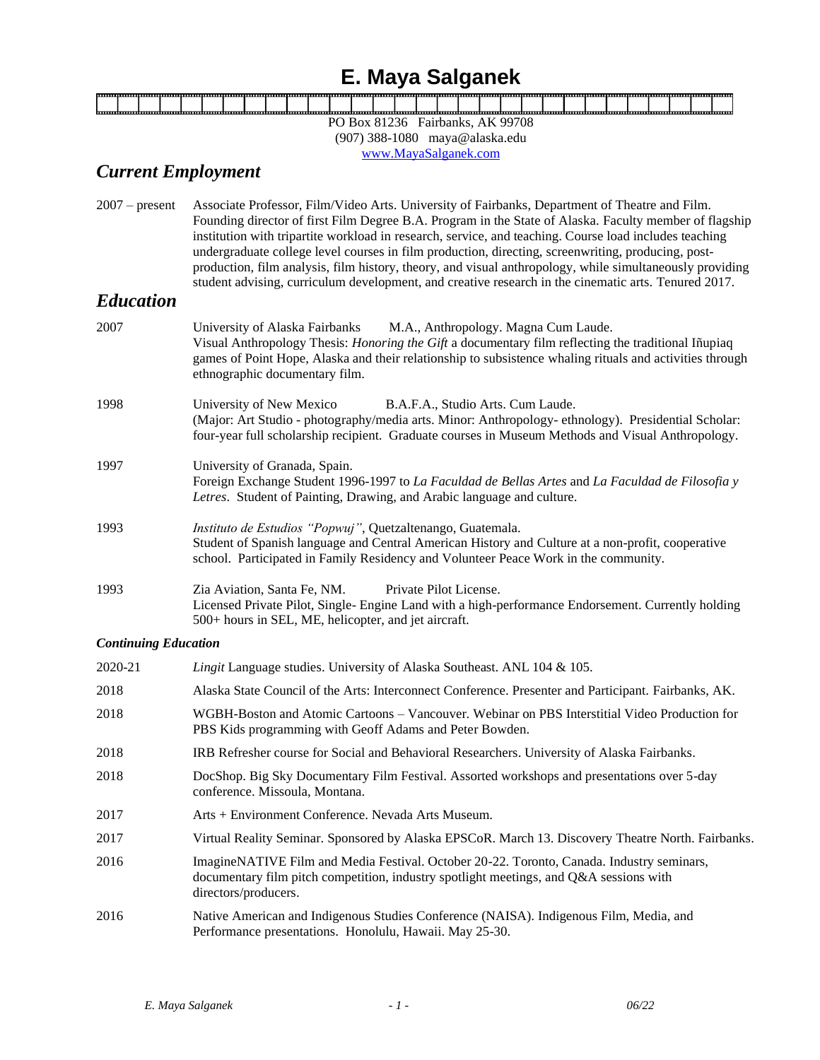# E. Maya Salganek

PO Box 81236 Fairbanks, AK 99708
(907) 388-1080 maya@alaska.edu
www.MayaSalganek.com

## *Current Employment*

2007 – present Associate Professor, Film/Video Arts. University of Fairbanks, Department of Theatre and Film. Founding director of first Film Degree B.A. Program in the State of Alaska. Faculty member of flagship institution with tripartite workload in research, service, and teaching. Course load includes teaching undergraduate college level courses in film production, directing, screenwriting, producing, post-production, film analysis, film history, theory, and visual anthropology, while simultaneously providing student advising, curriculum development, and creative research in the cinematic arts. Tenured 2017.

## *Education*

2007 University of Alaska Fairbanks M.A., Anthropology. Magna Cum Laude.
Visual Anthropology Thesis: *Honoring the Gift* a documentary film reflecting the traditional Iñupiaq games of Point Hope, Alaska and their relationship to subsistence whaling rituals and activities through ethnographic documentary film.

1998 University of New Mexico B.A.F.A., Studio Arts. Cum Laude.
(Major: Art Studio - photography/media arts. Minor: Anthropology- ethnology). Presidential Scholar: four-year full scholarship recipient. Graduate courses in Museum Methods and Visual Anthropology.

1997 University of Granada, Spain.
Foreign Exchange Student 1996-1997 to *La Faculdad de Bellas Artes* and *La Faculdad de Filosofia y Letres*. Student of Painting, Drawing, and Arabic language and culture.

1993 *Instituto de Estudios "Popwuj"*, Quetzaltenango, Guatemala.
Student of Spanish language and Central American History and Culture at a non-profit, cooperative school. Participated in Family Residency and Volunteer Peace Work in the community.

1993 Zia Aviation, Santa Fe, NM. Private Pilot License.
Licensed Private Pilot, Single- Engine Land with a high-performance Endorsement. Currently holding 500+ hours in SEL, ME, helicopter, and jet aircraft.

### *Continuing Education*

2020-21 *Lingit* Language studies. University of Alaska Southeast. ANL 104 & 105.

2018 Alaska State Council of the Arts: Interconnect Conference. Presenter and Participant. Fairbanks, AK.

2018 WGBH-Boston and Atomic Cartoons – Vancouver. Webinar on PBS Interstitial Video Production for PBS Kids programming with Geoff Adams and Peter Bowden.

2018 IRB Refresher course for Social and Behavioral Researchers. University of Alaska Fairbanks.

2018 DocShop. Big Sky Documentary Film Festival. Assorted workshops and presentations over 5-day conference. Missoula, Montana.

2017 Arts + Environment Conference. Nevada Arts Museum.

2017 Virtual Reality Seminar. Sponsored by Alaska EPSCoR. March 13. Discovery Theatre North. Fairbanks.

2016 ImagineNATIVE Film and Media Festival. October 20-22. Toronto, Canada. Industry seminars, documentary film pitch competition, industry spotlight meetings, and Q&A sessions with directors/producers.

2016 Native American and Indigenous Studies Conference (NAISA). Indigenous Film, Media, and Performance presentations. Honolulu, Hawaii. May 25-30.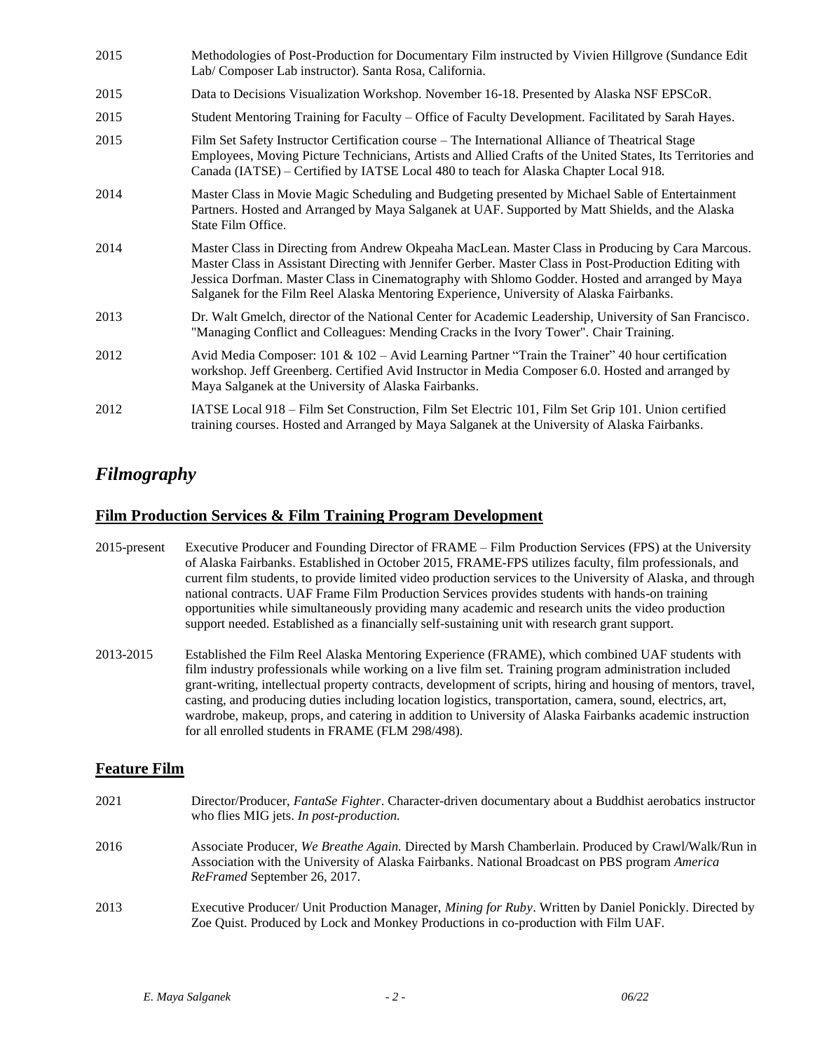2015 Methodologies of Post-Production for Documentary Film instructed by Vivien Hillgrove (Sundance Edit Lab/ Composer Lab instructor). Santa Rosa, California.

2015 Data to Decisions Visualization Workshop. November 16-18. Presented by Alaska NSF EPSCoR.

2015 Student Mentoring Training for Faculty – Office of Faculty Development. Facilitated by Sarah Hayes.

2015 Film Set Safety Instructor Certification course – The International Alliance of Theatrical Stage Employees, Moving Picture Technicians, Artists and Allied Crafts of the United States, Its Territories and Canada (IATSE) – Certified by IATSE Local 480 to teach for Alaska Chapter Local 918.

2014 Master Class in Movie Magic Scheduling and Budgeting presented by Michael Sable of Entertainment Partners. Hosted and Arranged by Maya Salganek at UAF. Supported by Matt Shields, and the Alaska State Film Office.

2014 Master Class in Directing from Andrew Okpeaha MacLean. Master Class in Producing by Cara Marcous. Master Class in Assistant Directing with Jennifer Gerber. Master Class in Post-Production Editing with Jessica Dorfman. Master Class in Cinematography with Shlomo Godder. Hosted and arranged by Maya Salganek for the Film Reel Alaska Mentoring Experience, University of Alaska Fairbanks.

2013 Dr. Walt Gmelch, director of the National Center for Academic Leadership, University of San Francisco. "Managing Conflict and Colleagues: Mending Cracks in the Ivory Tower". Chair Training.

2012 Avid Media Composer: 101 & 102 – Avid Learning Partner "Train the Trainer" 40 hour certification workshop. Jeff Greenberg. Certified Avid Instructor in Media Composer 6.0. Hosted and arranged by Maya Salganek at the University of Alaska Fairbanks.

2012 IATSE Local 918 – Film Set Construction, Film Set Electric 101, Film Set Grip 101. Union certified training courses. Hosted and Arranged by Maya Salganek at the University of Alaska Fairbanks.

# *Filmography*

## **Film Production Services & Film Training Program Development**

2015-present Executive Producer and Founding Director of FRAME – Film Production Services (FPS) at the University of Alaska Fairbanks. Established in October 2015, FRAME-FPS utilizes faculty, film professionals, and current film students, to provide limited video production services to the University of Alaska, and through national contracts. UAF Frame Film Production Services provides students with hands-on training opportunities while simultaneously providing many academic and research units the video production support needed. Established as a financially self-sustaining unit with research grant support.

2013-2015 Established the Film Reel Alaska Mentoring Experience (FRAME), which combined UAF students with film industry professionals while working on a live film set. Training program administration included grant-writing, intellectual property contracts, development of scripts, hiring and housing of mentors, travel, casting, and producing duties including location logistics, transportation, camera, sound, electrics, art, wardrobe, makeup, props, and catering in addition to University of Alaska Fairbanks academic instruction for all enrolled students in FRAME (FLM 298/498).

## **Feature Film**

2021 Director/Producer, *FantaSe Fighter*. Character-driven documentary about a Buddhist aerobatics instructor who flies MIG jets. *In post-production.*

2016 Associate Producer, *We Breathe Again.* Directed by Marsh Chamberlain. Produced by Crawl/Walk/Run in Association with the University of Alaska Fairbanks. National Broadcast on PBS program *America ReFramed* September 26, 2017.

2013 Executive Producer/ Unit Production Manager, *Mining for Ruby*. Written by Daniel Ponickly. Directed by Zoe Quist. Produced by Lock and Monkey Productions in co-production with Film UAF.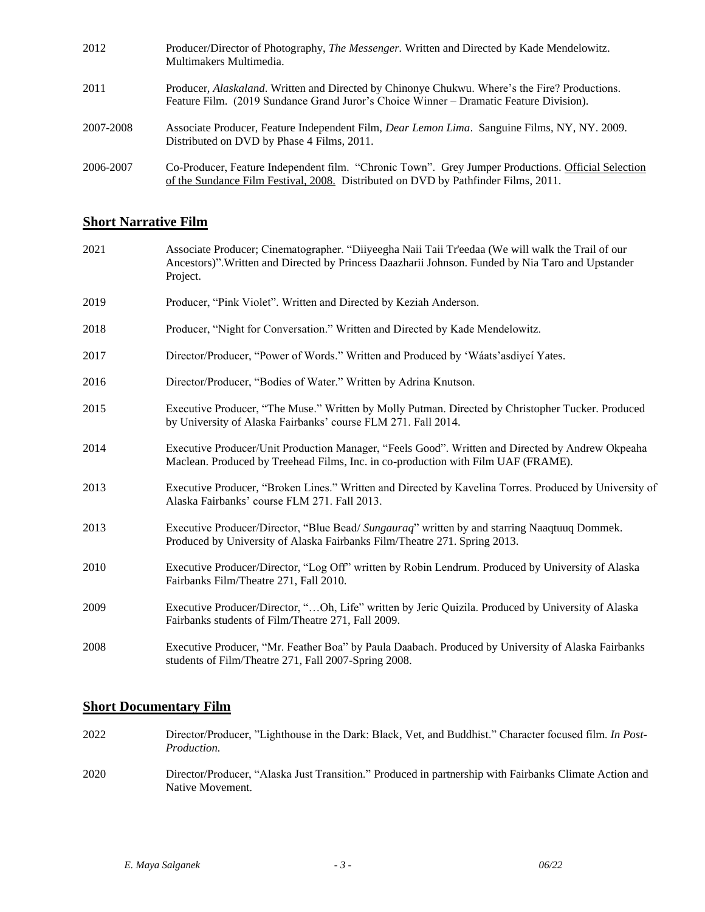2012 Producer/Director of Photography, *The Messenger*. Written and Directed by Kade Mendelowitz. Multimakers Multimedia.

2011 Producer, *Alaskaland*. Written and Directed by Chinonye Chukwu. Where's the Fire? Productions. Feature Film. (2019 Sundance Grand Juror's Choice Winner – Dramatic Feature Division).

2007-2008 Associate Producer, Feature Independent Film, *Dear Lemon Lima*. Sanguine Films, NY, NY. 2009. Distributed on DVD by Phase 4 Films, 2011.

2006-2007 Co-Producer, Feature Independent film. "Chronic Town". Grey Jumper Productions. Official Selection of the Sundance Film Festival, 2008. Distributed on DVD by Pathfinder Films, 2011.

## Short Narrative Film

2021 Associate Producer; Cinematographer. "Diiyeegha Naii Taii Tr'eedaa (We will walk the Trail of our Ancestors)".Written and Directed by Princess Daazharii Johnson. Funded by Nia Taro and Upstander Project.

2019 Producer, "Pink Violet". Written and Directed by Keziah Anderson.

2018 Producer, "Night for Conversation." Written and Directed by Kade Mendelowitz.

2017 Director/Producer, "Power of Words." Written and Produced by 'Wáats'asdiyeí Yates.

2016 Director/Producer, "Bodies of Water." Written by Adrina Knutson.

2015 Executive Producer, "The Muse." Written by Molly Putman. Directed by Christopher Tucker. Produced by University of Alaska Fairbanks' course FLM 271. Fall 2014.

2014 Executive Producer/Unit Production Manager, "Feels Good". Written and Directed by Andrew Okpeaha Maclean. Produced by Treehead Films, Inc. in co-production with Film UAF (FRAME).

2013 Executive Producer, "Broken Lines." Written and Directed by Kavelina Torres. Produced by University of Alaska Fairbanks' course FLM 271. Fall 2013.

2013 Executive Producer/Director, "Blue Bead/ *Sungauraq*" written by and starring Naaqtuuq Dommek. Produced by University of Alaska Fairbanks Film/Theatre 271. Spring 2013.

2010 Executive Producer/Director, "Log Off" written by Robin Lendrum. Produced by University of Alaska Fairbanks Film/Theatre 271, Fall 2010.

2009 Executive Producer/Director, "…Oh, Life" written by Jeric Quizila. Produced by University of Alaska Fairbanks students of Film/Theatre 271, Fall 2009.

2008 Executive Producer, "Mr. Feather Boa" by Paula Daabach. Produced by University of Alaska Fairbanks students of Film/Theatre 271, Fall 2007-Spring 2008.

## Short Documentary Film

2022 Director/Producer, "Lighthouse in the Dark: Black, Vet, and Buddhist." Character focused film. *In Post-Production.*

2020 Director/Producer, "Alaska Just Transition." Produced in partnership with Fairbanks Climate Action and Native Movement.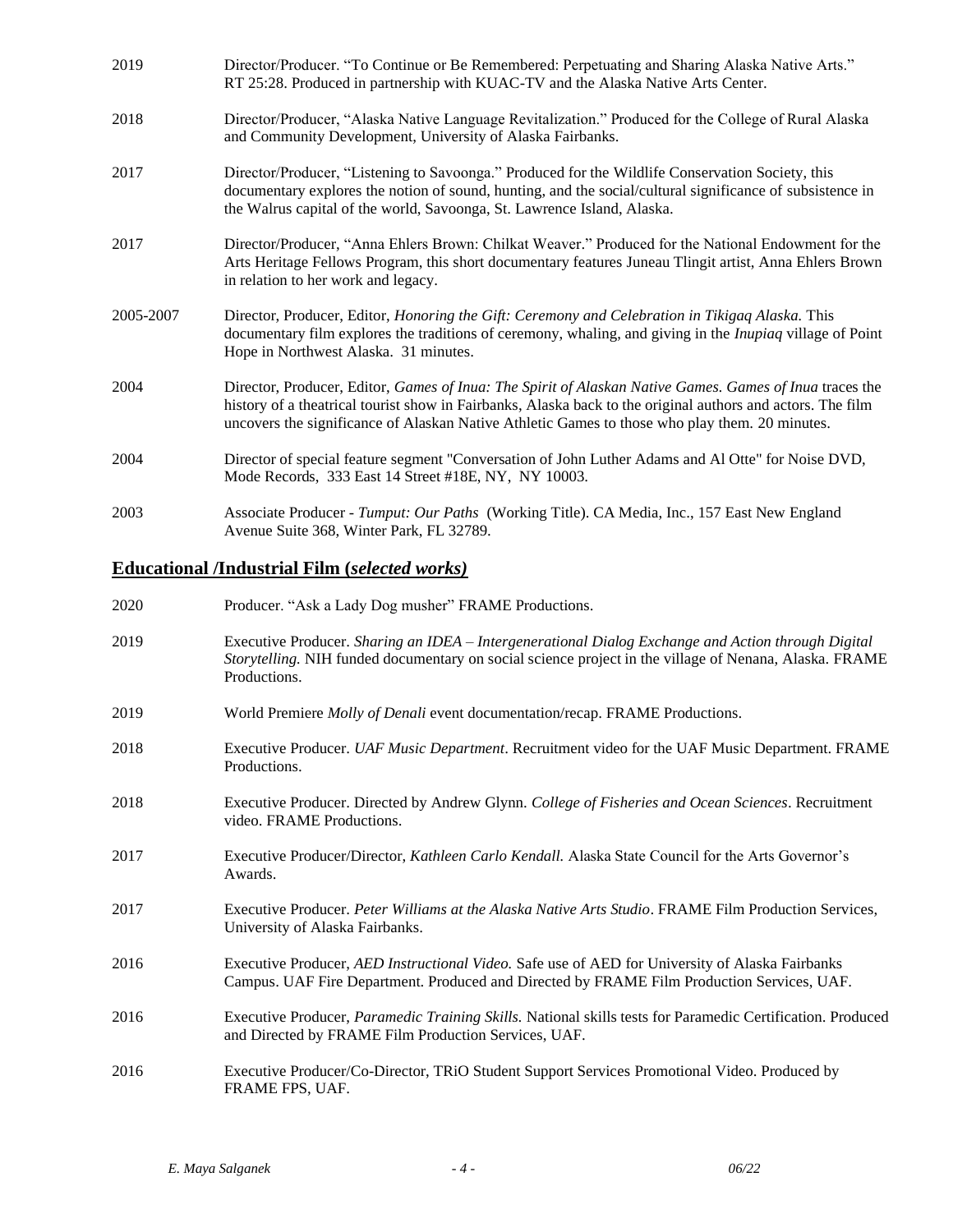2019 Director/Producer. "To Continue or Be Remembered: Perpetuating and Sharing Alaska Native Arts." RT 25:28. Produced in partnership with KUAC-TV and the Alaska Native Arts Center.

2018 Director/Producer, "Alaska Native Language Revitalization." Produced for the College of Rural Alaska and Community Development, University of Alaska Fairbanks.

2017 Director/Producer, "Listening to Savoonga." Produced for the Wildlife Conservation Society, this documentary explores the notion of sound, hunting, and the social/cultural significance of subsistence in the Walrus capital of the world, Savoonga, St. Lawrence Island, Alaska.

2017 Director/Producer, "Anna Ehlers Brown: Chilkat Weaver." Produced for the National Endowment for the Arts Heritage Fellows Program, this short documentary features Juneau Tlingit artist, Anna Ehlers Brown in relation to her work and legacy.

2005-2007 Director, Producer, Editor, *Honoring the Gift: Ceremony and Celebration in Tikigaq Alaska.* This documentary film explores the traditions of ceremony, whaling, and giving in the *Inupiaq* village of Point Hope in Northwest Alaska. 31 minutes.

2004 Director, Producer, Editor, *Games of Inua: The Spirit of Alaskan Native Games. Games of Inua* traces the history of a theatrical tourist show in Fairbanks, Alaska back to the original authors and actors. The film uncovers the significance of Alaskan Native Athletic Games to those who play them. 20 minutes.

2004 Director of special feature segment "Conversation of John Luther Adams and Al Otte" for Noise DVD, Mode Records, 333 East 14 Street #18E, NY, NY 10003.

2003 Associate Producer - *Tumput: Our Paths* (Working Title). CA Media, Inc., 157 East New England Avenue Suite 368, Winter Park, FL 32789.

## Educational /Industrial Film (*selected works)*

2020 Producer. "Ask a Lady Dog musher" FRAME Productions.

2019 Executive Producer. *Sharing an IDEA – Intergenerational Dialog Exchange and Action through Digital Storytelling.* NIH funded documentary on social science project in the village of Nenana, Alaska. FRAME Productions.

2019 World Premiere *Molly of Denali* event documentation/recap. FRAME Productions.

2018 Executive Producer. *UAF Music Department*. Recruitment video for the UAF Music Department. FRAME Productions.

2018 Executive Producer. Directed by Andrew Glynn. *College of Fisheries and Ocean Sciences*. Recruitment video. FRAME Productions.

2017 Executive Producer/Director, *Kathleen Carlo Kendall.* Alaska State Council for the Arts Governor's Awards.

2017 Executive Producer. *Peter Williams at the Alaska Native Arts Studio*. FRAME Film Production Services, University of Alaska Fairbanks.

2016 Executive Producer, *AED Instructional Video.* Safe use of AED for University of Alaska Fairbanks Campus. UAF Fire Department. Produced and Directed by FRAME Film Production Services, UAF.

2016 Executive Producer, *Paramedic Training Skills.* National skills tests for Paramedic Certification. Produced and Directed by FRAME Film Production Services, UAF.

2016 Executive Producer/Co-Director, TRiO Student Support Services Promotional Video. Produced by FRAME FPS, UAF.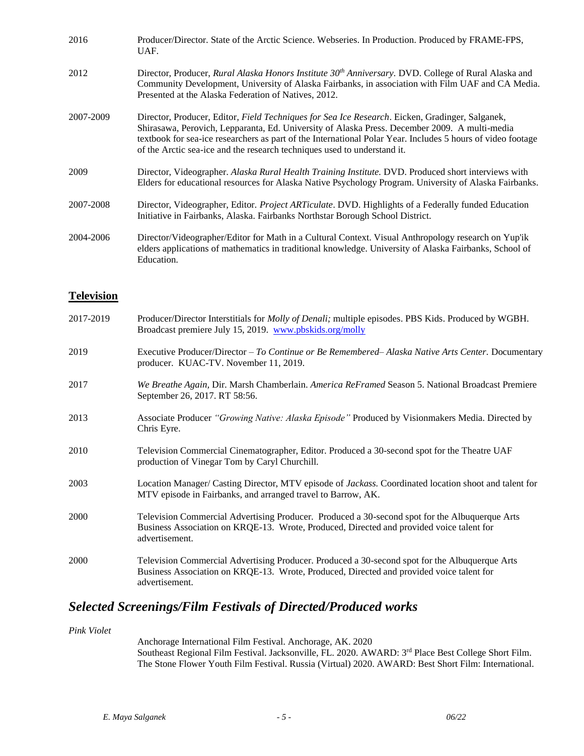2016 Producer/Director. State of the Arctic Science. Webseries. In Production. Produced by FRAME-FPS, UAF.

2012 Director, Producer, *Rural Alaska Honors Institute 30th Anniversary*. DVD. College of Rural Alaska and Community Development, University of Alaska Fairbanks, in association with Film UAF and CA Media. Presented at the Alaska Federation of Natives, 2012.

2007-2009 Director, Producer, Editor, *Field Techniques for Sea Ice Research*. Eicken, Gradinger, Salganek, Shirasawa, Perovich, Lepparanta, Ed. University of Alaska Press. December 2009. A multi-media textbook for sea-ice researchers as part of the International Polar Year. Includes 5 hours of video footage of the Arctic sea-ice and the research techniques used to understand it.

2009 Director, Videographer. *Alaska Rural Health Training Institute.* DVD. Produced short interviews with Elders for educational resources for Alaska Native Psychology Program. University of Alaska Fairbanks.

2007-2008 Director, Videographer, Editor. *Project ARTiculate*. DVD. Highlights of a Federally funded Education Initiative in Fairbanks, Alaska. Fairbanks Northstar Borough School District.

2004-2006 Director/Videographer/Editor for Math in a Cultural Context. Visual Anthropology research on Yup'ik elders applications of mathematics in traditional knowledge. University of Alaska Fairbanks, School of Education.

## **Television**

2017-2019 Producer/Director Interstitials for *Molly of Denali;* multiple episodes. PBS Kids. Produced by WGBH. Broadcast premiere July 15, 2019. www.pbskids.org/molly

2019 Executive Producer/Director – *To Continue or Be Remembered– Alaska Native Arts Center.* Documentary producer. KUAC-TV. November 11, 2019.

2017 *We Breathe Again,* Dir. Marsh Chamberlain. *America ReFramed* Season 5. National Broadcast Premiere September 26, 2017. RT 58:56.

2013 Associate Producer *"Growing Native: Alaska Episode"* Produced by Visionmakers Media. Directed by Chris Eyre.

2010 Television Commercial Cinematographer, Editor. Produced a 30-second spot for the Theatre UAF production of Vinegar Tom by Caryl Churchill.

2003 Location Manager/ Casting Director, MTV episode of *Jackass.* Coordinated location shoot and talent for MTV episode in Fairbanks, and arranged travel to Barrow, AK.

2000 Television Commercial Advertising Producer. Produced a 30-second spot for the Albuquerque Arts Business Association on KRQE-13. Wrote, Produced, Directed and provided voice talent for advertisement.

2000 Television Commercial Advertising Producer. Produced a 30-second spot for the Albuquerque Arts Business Association on KRQE-13. Wrote, Produced, Directed and provided voice talent for advertisement.

## ***Selected Screenings/Film Festivals of Directed/Produced works***

*Pink Violet*

Anchorage International Film Festival. Anchorage, AK. 2020
Southeast Regional Film Festival. Jacksonville, FL. 2020. AWARD: 3rd Place Best College Short Film.
The Stone Flower Youth Film Festival. Russia (Virtual) 2020. AWARD: Best Short Film: International.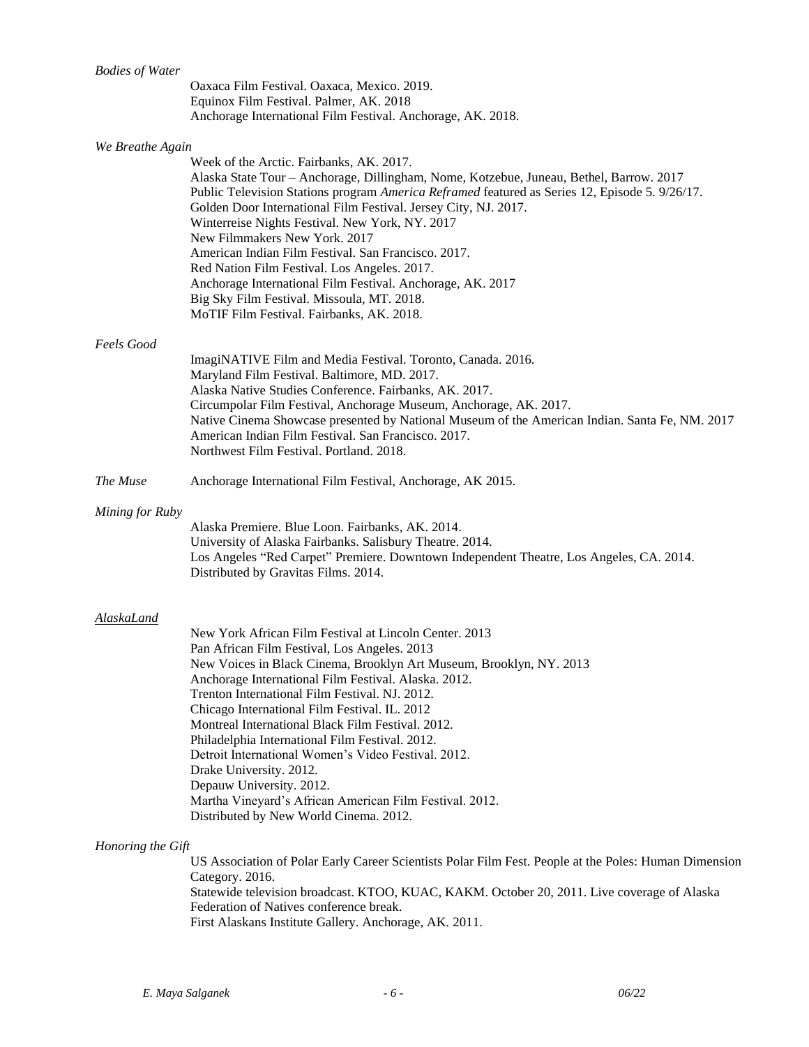*Bodies of Water*

Oaxaca Film Festival. Oaxaca, Mexico. 2019.
Equinox Film Festival. Palmer, AK. 2018
Anchorage International Film Festival. Anchorage, AK. 2018.

*We Breathe Again*

Week of the Arctic. Fairbanks, AK. 2017.
Alaska State Tour – Anchorage, Dillingham, Nome, Kotzebue, Juneau, Bethel, Barrow. 2017
Public Television Stations program *America Reframed* featured as Series 12, Episode 5. 9/26/17.
Golden Door International Film Festival. Jersey City, NJ. 2017.
Winterreise Nights Festival. New York, NY. 2017
New Filmmakers New York. 2017
American Indian Film Festival. San Francisco. 2017.
Red Nation Film Festival. Los Angeles. 2017.
Anchorage International Film Festival. Anchorage, AK. 2017
Big Sky Film Festival. Missoula, MT. 2018.
MoTIF Film Festival. Fairbanks, AK. 2018.

*Feels Good*

ImagiNATIVE Film and Media Festival. Toronto, Canada. 2016.
Maryland Film Festival. Baltimore, MD. 2017.
Alaska Native Studies Conference. Fairbanks, AK. 2017.
Circumpolar Film Festival, Anchorage Museum, Anchorage, AK. 2017.
Native Cinema Showcase presented by National Museum of the American Indian. Santa Fe, NM. 2017
American Indian Film Festival. San Francisco. 2017.
Northwest Film Festival. Portland. 2018.

*The Muse* Anchorage International Film Festival, Anchorage, AK 2015.

*Mining for Ruby*

Alaska Premiere. Blue Loon. Fairbanks, AK. 2014.
University of Alaska Fairbanks. Salisbury Theatre. 2014.
Los Angeles "Red Carpet" Premiere. Downtown Independent Theatre, Los Angeles, CA. 2014.
Distributed by Gravitas Films. 2014.

*AlaskaLand*

New York African Film Festival at Lincoln Center. 2013
Pan African Film Festival, Los Angeles. 2013
New Voices in Black Cinema, Brooklyn Art Museum, Brooklyn, NY. 2013
Anchorage International Film Festival. Alaska. 2012.
Trenton International Film Festival. NJ. 2012.
Chicago International Film Festival. IL. 2012
Montreal International Black Film Festival. 2012.
Philadelphia International Film Festival. 2012.
Detroit International Women's Video Festival. 2012.
Drake University. 2012.
Depauw University. 2012.
Martha Vineyard's African American Film Festival. 2012.
Distributed by New World Cinema. 2012.

*Honoring the Gift*

US Association of Polar Early Career Scientists Polar Film Fest. People at the Poles: Human Dimension Category. 2016.
Statewide television broadcast. KTOO, KUAC, KAKM. October 20, 2011. Live coverage of Alaska Federation of Natives conference break.
First Alaskans Institute Gallery. Anchorage, AK. 2011.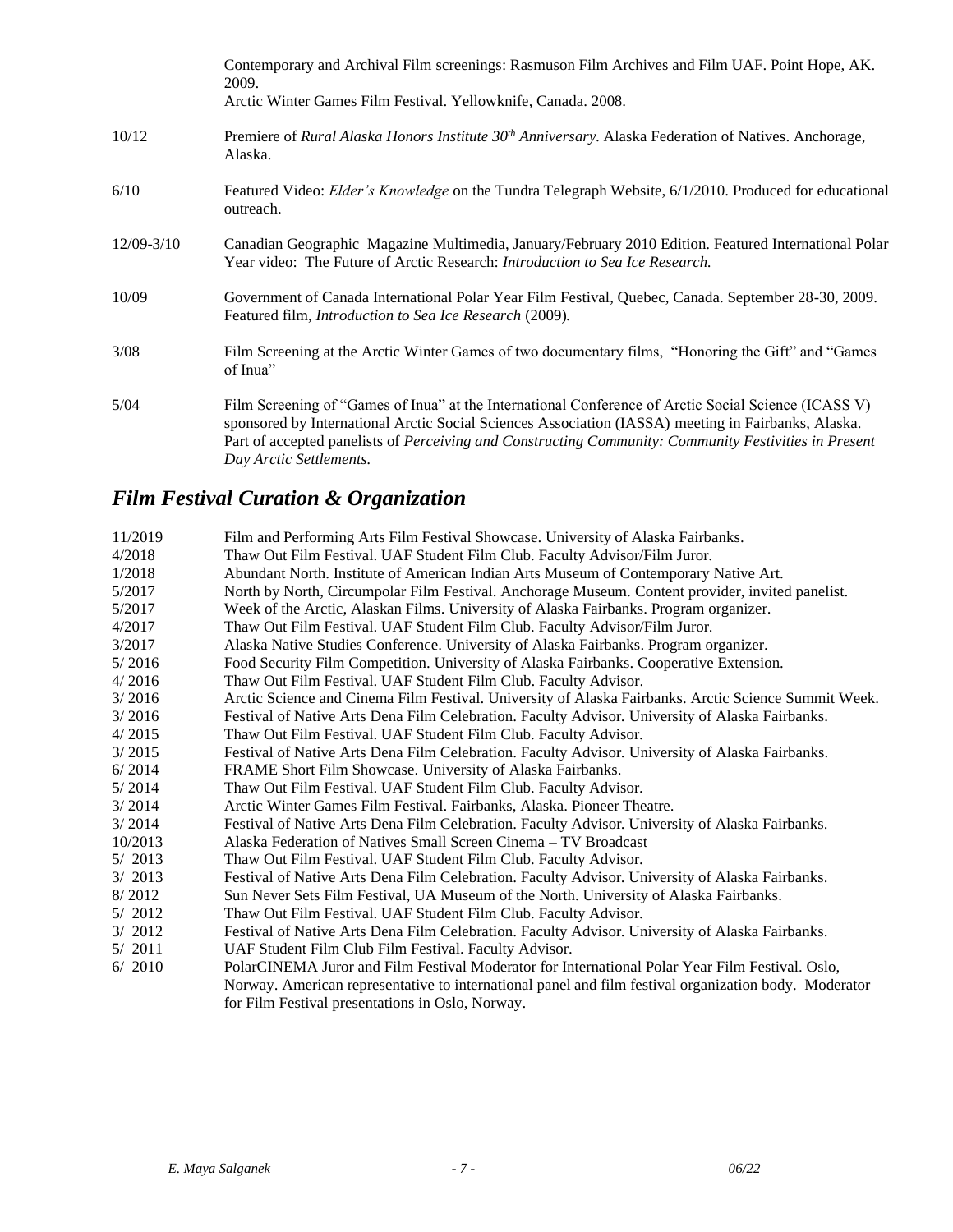Contemporary and Archival Film screenings: Rasmuson Film Archives and Film UAF. Point Hope, AK. 2009.

Arctic Winter Games Film Festival. Yellowknife, Canada. 2008.

10/12 Premiere of *Rural Alaska Honors Institute 30th Anniversary.* Alaska Federation of Natives. Anchorage, Alaska.

6/10 Featured Video: *Elder's Knowledge* on the Tundra Telegraph Website, 6/1/2010. Produced for educational outreach.

12/09-3/10 Canadian Geographic Magazine Multimedia, January/February 2010 Edition. Featured International Polar Year video: The Future of Arctic Research: *Introduction to Sea Ice Research.*

10/09 Government of Canada International Polar Year Film Festival, Quebec, Canada. September 28-30, 2009. Featured film, *Introduction to Sea Ice Research* (2009).

3/08 Film Screening at the Arctic Winter Games of two documentary films, "Honoring the Gift" and "Games of Inua"

5/04 Film Screening of "Games of Inua" at the International Conference of Arctic Social Science (ICASS V) sponsored by International Arctic Social Sciences Association (IASSA) meeting in Fairbanks, Alaska. Part of accepted panelists of *Perceiving and Constructing Community: Community Festivities in Present Day Arctic Settlements.*

## *Film Festival Curation & Organization*

11/2019 Film and Performing Arts Film Festival Showcase. University of Alaska Fairbanks.
4/2018 Thaw Out Film Festival. UAF Student Film Club. Faculty Advisor/Film Juror.
1/2018 Abundant North. Institute of American Indian Arts Museum of Contemporary Native Art.
5/2017 North by North, Circumpolar Film Festival. Anchorage Museum. Content provider, invited panelist.
5/2017 Week of the Arctic, Alaskan Films. University of Alaska Fairbanks. Program organizer.
4/2017 Thaw Out Film Festival. UAF Student Film Club. Faculty Advisor/Film Juror.
3/2017 Alaska Native Studies Conference. University of Alaska Fairbanks. Program organizer.
5/ 2016 Food Security Film Competition. University of Alaska Fairbanks. Cooperative Extension.
4/ 2016 Thaw Out Film Festival. UAF Student Film Club. Faculty Advisor.
3/ 2016 Arctic Science and Cinema Film Festival. University of Alaska Fairbanks. Arctic Science Summit Week.
3/ 2016 Festival of Native Arts Dena Film Celebration. Faculty Advisor. University of Alaska Fairbanks.
4/ 2015 Thaw Out Film Festival. UAF Student Film Club. Faculty Advisor.
3/ 2015 Festival of Native Arts Dena Film Celebration. Faculty Advisor. University of Alaska Fairbanks.
6/ 2014 FRAME Short Film Showcase. University of Alaska Fairbanks.
5/ 2014 Thaw Out Film Festival. UAF Student Film Club. Faculty Advisor.
3/ 2014 Arctic Winter Games Film Festival. Fairbanks, Alaska. Pioneer Theatre.
3/ 2014 Festival of Native Arts Dena Film Celebration. Faculty Advisor. University of Alaska Fairbanks.
10/2013 Alaska Federation of Natives Small Screen Cinema – TV Broadcast
5/ 2013 Thaw Out Film Festival. UAF Student Film Club. Faculty Advisor.
3/ 2013 Festival of Native Arts Dena Film Celebration. Faculty Advisor. University of Alaska Fairbanks.
8/ 2012 Sun Never Sets Film Festival, UA Museum of the North. University of Alaska Fairbanks.
5/ 2012 Thaw Out Film Festival. UAF Student Film Club. Faculty Advisor.
3/ 2012 Festival of Native Arts Dena Film Celebration. Faculty Advisor. University of Alaska Fairbanks.
5/ 2011 UAF Student Film Club Film Festival. Faculty Advisor.
6/ 2010 PolarCINEMA Juror and Film Festival Moderator for International Polar Year Film Festival. Oslo, Norway. American representative to international panel and film festival organization body. Moderator for Film Festival presentations in Oslo, Norway.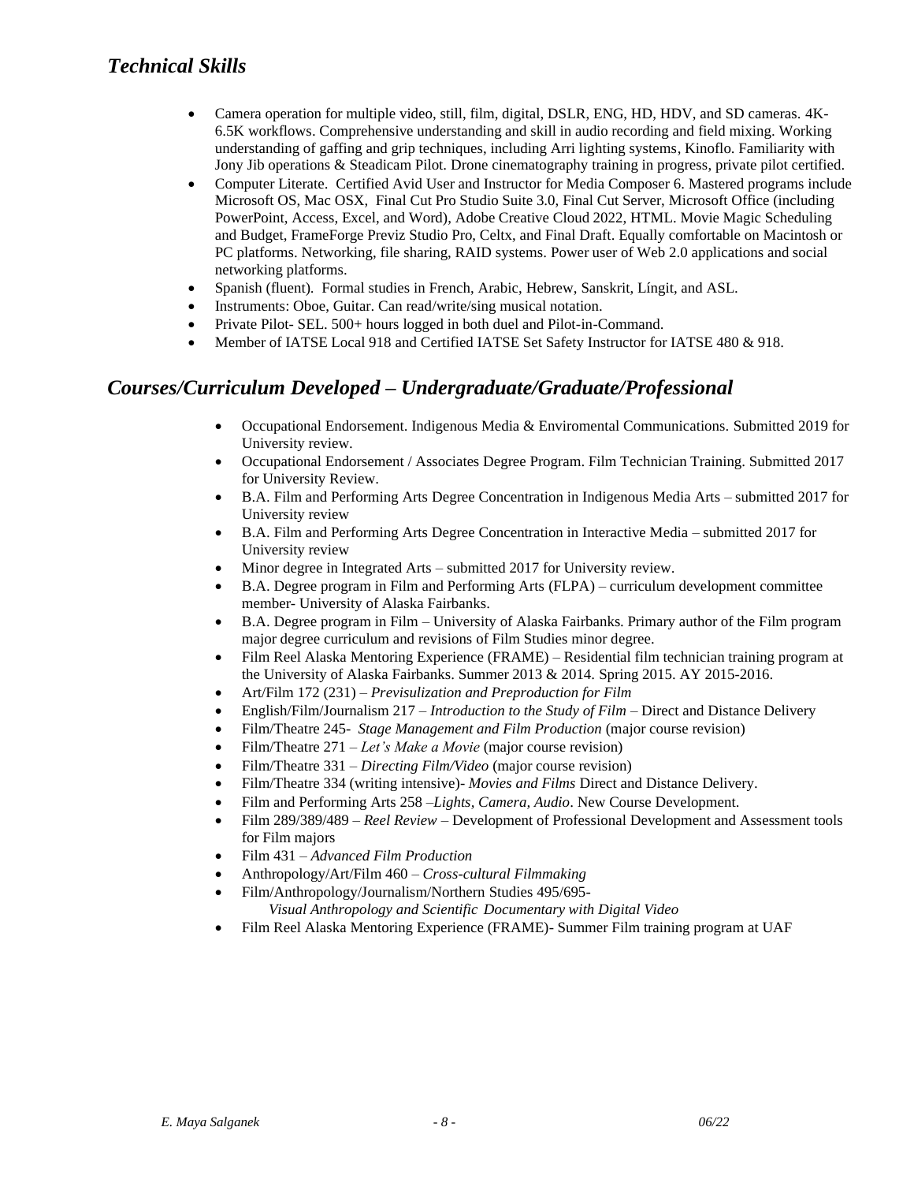## *Technical Skills*

- Camera operation for multiple video, still, film, digital, DSLR, ENG, HD, HDV, and SD cameras. 4K-6.5K workflows. Comprehensive understanding and skill in audio recording and field mixing. Working understanding of gaffing and grip techniques, including Arri lighting systems, Kinoflo. Familiarity with Jony Jib operations & Steadicam Pilot. Drone cinematography training in progress, private pilot certified.
- Computer Literate. Certified Avid User and Instructor for Media Composer 6. Mastered programs include Microsoft OS, Mac OSX, Final Cut Pro Studio Suite 3.0, Final Cut Server, Microsoft Office (including PowerPoint, Access, Excel, and Word), Adobe Creative Cloud 2022, HTML. Movie Magic Scheduling and Budget, FrameForge Previz Studio Pro, Celtx, and Final Draft. Equally comfortable on Macintosh or PC platforms. Networking, file sharing, RAID systems. Power user of Web 2.0 applications and social networking platforms.
- Spanish (fluent). Formal studies in French, Arabic, Hebrew, Sanskrit, Língit, and ASL.
- Instruments: Oboe, Guitar. Can read/write/sing musical notation.
- Private Pilot- SEL. 500+ hours logged in both duel and Pilot-in-Command.
- Member of IATSE Local 918 and Certified IATSE Set Safety Instructor for IATSE 480 & 918.

## *Courses/Curriculum Developed – Undergraduate/Graduate/Professional*

- Occupational Endorsement. Indigenous Media & Enviromental Communications. Submitted 2019 for University review.
- Occupational Endorsement / Associates Degree Program. Film Technician Training. Submitted 2017 for University Review.
- B.A. Film and Performing Arts Degree Concentration in Indigenous Media Arts – submitted 2017 for University review
- B.A. Film and Performing Arts Degree Concentration in Interactive Media – submitted 2017 for University review
- Minor degree in Integrated Arts – submitted 2017 for University review.
- B.A. Degree program in Film and Performing Arts (FLPA) – curriculum development committee member- University of Alaska Fairbanks.
- B.A. Degree program in Film – University of Alaska Fairbanks. Primary author of the Film program major degree curriculum and revisions of Film Studies minor degree.
- Film Reel Alaska Mentoring Experience (FRAME) – Residential film technician training program at the University of Alaska Fairbanks. Summer 2013 & 2014. Spring 2015. AY 2015-2016.
- Art/Film 172 (231) – *Previsulization and Preproduction for Film*
- English/Film/Journalism 217 – *Introduction to the Study of Film* – Direct and Distance Delivery
- Film/Theatre 245- *Stage Management and Film Production* (major course revision)
- Film/Theatre 271 – *Let's Make a Movie* (major course revision)
- Film/Theatre 331 – *Directing Film/Video* (major course revision)
- Film/Theatre 334 (writing intensive)- *Movies and Films* Direct and Distance Delivery.
- Film and Performing Arts 258 –*Lights, Camera, Audio*. New Course Development.
- Film 289/389/489 – *Reel Review* – Development of Professional Development and Assessment tools for Film majors
- Film 431 – *Advanced Film Production*
- Anthropology/Art/Film 460 – *Cross-cultural Filmmaking*
- Film/Anthropology/Journalism/Northern Studies 495/695- *Visual Anthropology and Scientific Documentary with Digital Video*
- Film Reel Alaska Mentoring Experience (FRAME)- Summer Film training program at UAF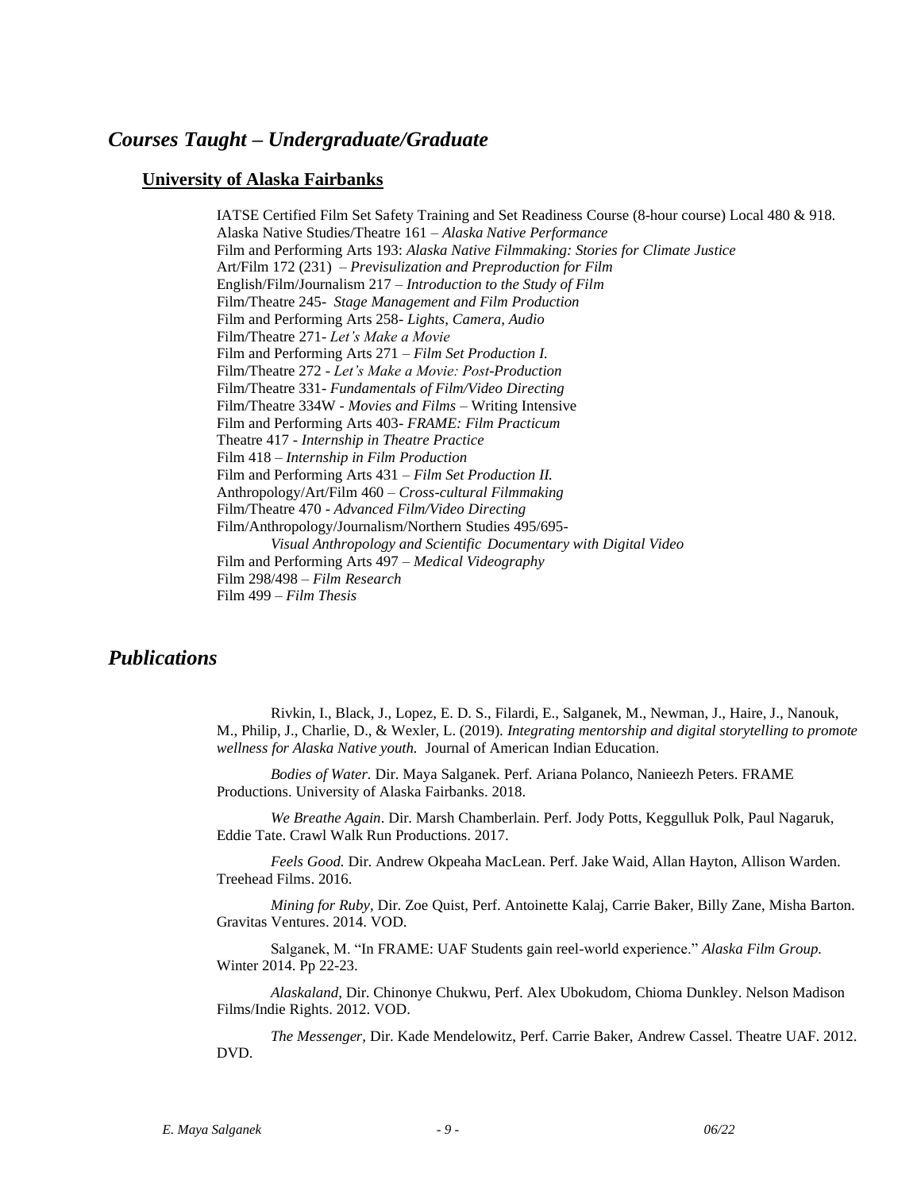## *Courses Taught – Undergraduate/Graduate*

### University of Alaska Fairbanks

IATSE Certified Film Set Safety Training and Set Readiness Course (8-hour course) Local 480 & 918.
Alaska Native Studies/Theatre 161 – *Alaska Native Performance*
Film and Performing Arts 193: *Alaska Native Filmmaking: Stories for Climate Justice*
Art/Film 172 (231) – *Previsulization and Preproduction for Film*
English/Film/Journalism 217 – *Introduction to the Study of Film*
Film/Theatre 245- *Stage Management and Film Production*
Film and Performing Arts 258- *Lights, Camera, Audio*
Film/Theatre 271- *Let's Make a Movie*
Film and Performing Arts 271 – *Film Set Production I.*
Film/Theatre 272 - *Let's Make a Movie: Post-Production*
Film/Theatre 331- *Fundamentals of Film/Video Directing*
Film/Theatre 334W - *Movies and Films* – Writing Intensive
Film and Performing Arts 403- *FRAME: Film Practicum*
Theatre 417 - *Internship in Theatre Practice*
Film 418 – *Internship in Film Production*
Film and Performing Arts 431 – *Film Set Production II.*
Anthropology/Art/Film 460 – *Cross-cultural Filmmaking*
Film/Theatre 470 - *Advanced Film/Video Directing*
Film/Anthropology/Journalism/Northern Studies 495/695-
*Visual Anthropology and Scientific Documentary with Digital Video*
Film and Performing Arts 497 – *Medical Videography*
Film 298/498 – *Film Research*
Film 499 – *Film Thesis*

## *Publications*

Rivkin, I., Black, J., Lopez, E. D. S., Filardi, E., Salganek, M., Newman, J., Haire, J., Nanouk, M., Philip, J., Charlie, D., & Wexler, L. (2019). *Integrating mentorship and digital storytelling to promote wellness for Alaska Native youth.* Journal of American Indian Education.

*Bodies of Water.* Dir. Maya Salganek. Perf. Ariana Polanco, Nanieezh Peters. FRAME Productions. University of Alaska Fairbanks. 2018.

*We Breathe Again*. Dir. Marsh Chamberlain. Perf. Jody Potts, Keggulluk Polk, Paul Nagaruk, Eddie Tate. Crawl Walk Run Productions. 2017.

*Feels Good.* Dir. Andrew Okpeaha MacLean. Perf. Jake Waid, Allan Hayton, Allison Warden. Treehead Films. 2016.

*Mining for Ruby,* Dir. Zoe Quist, Perf. Antoinette Kalaj, Carrie Baker, Billy Zane, Misha Barton. Gravitas Ventures. 2014. VOD.

Salganek, M. "In FRAME: UAF Students gain reel-world experience." *Alaska Film Group.* Winter 2014. Pp 22-23.

*Alaskaland,* Dir. Chinonye Chukwu, Perf. Alex Ubokudom, Chioma Dunkley. Nelson Madison Films/Indie Rights. 2012. VOD.

*The Messenger,* Dir. Kade Mendelowitz, Perf. Carrie Baker, Andrew Cassel. Theatre UAF. 2012. DVD.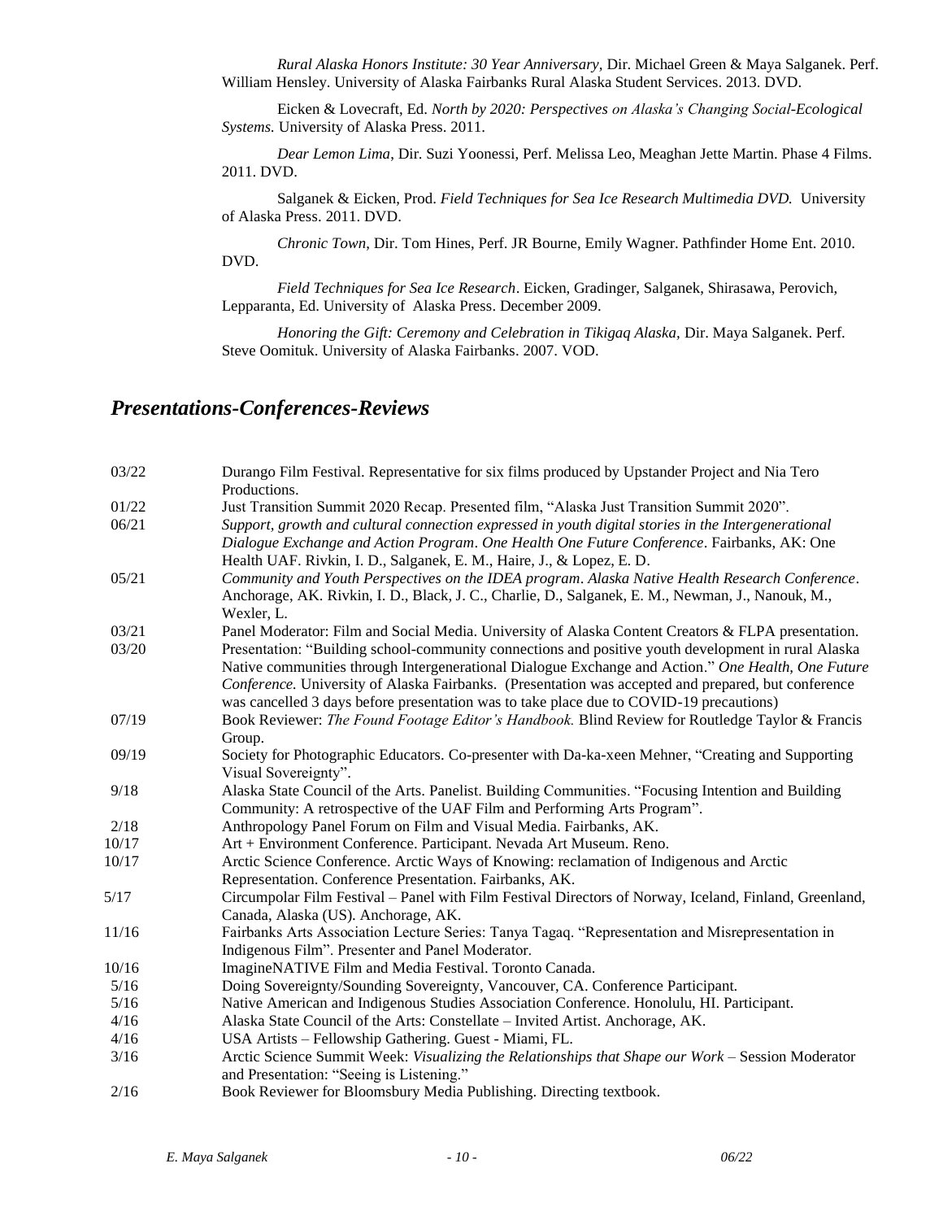*Rural Alaska Honors Institute: 30 Year Anniversary,* Dir. Michael Green & Maya Salganek. Perf. William Hensley. University of Alaska Fairbanks Rural Alaska Student Services. 2013. DVD.

Eicken & Lovecraft, Ed. *North by 2020: Perspectives on Alaska's Changing Social-Ecological Systems.* University of Alaska Press. 2011.

*Dear Lemon Lima,* Dir. Suzi Yoonessi, Perf. Melissa Leo, Meaghan Jette Martin. Phase 4 Films. 2011. DVD.

Salganek & Eicken, Prod. *Field Techniques for Sea Ice Research Multimedia DVD.* University of Alaska Press. 2011. DVD.

*Chronic Town,* Dir. Tom Hines, Perf. JR Bourne, Emily Wagner. Pathfinder Home Ent. 2010. DVD.

*Field Techniques for Sea Ice Research*. Eicken, Gradinger, Salganek, Shirasawa, Perovich, Lepparanta, Ed. University of Alaska Press. December 2009.

*Honoring the Gift: Ceremony and Celebration in Tikigaq Alaska,* Dir. Maya Salganek. Perf. Steve Oomituk. University of Alaska Fairbanks. 2007. VOD.

## *Presentations-Conferences-Reviews*

| | |
|---|---|
| 03/22 | Durango Film Festival. Representative for six films produced by Upstander Project and Nia Tero Productions. |
| 01/22 | Just Transition Summit 2020 Recap. Presented film, "Alaska Just Transition Summit 2020". |
| 06/21 | *Support, growth and cultural connection expressed in youth digital stories in the Intergenerational Dialogue Exchange and Action Program*. *One Health One Future Conference*. Fairbanks, AK: One Health UAF. Rivkin, I. D., Salganek, E. M., Haire, J., & Lopez, E. D. |
| 05/21 | *Community and Youth Perspectives on the IDEA program*. *Alaska Native Health Research Conference*. Anchorage, AK. Rivkin, I. D., Black, J. C., Charlie, D., Salganek, E. M., Newman, J., Nanouk, M., Wexler, L. |
| 03/21 | Panel Moderator: Film and Social Media. University of Alaska Content Creators & FLPA presentation. |
| 03/20 | Presentation: "Building school-community connections and positive youth development in rural Alaska Native communities through Intergenerational Dialogue Exchange and Action." *One Health, One Future Conference.* University of Alaska Fairbanks. (Presentation was accepted and prepared, but conference was cancelled 3 days before presentation was to take place due to COVID-19 precautions) |
| 07/19 | Book Reviewer: *The Found Footage Editor's Handbook.* Blind Review for Routledge Taylor & Francis Group. |
| 09/19 | Society for Photographic Educators. Co-presenter with Da-ka-xeen Mehner, "Creating and Supporting Visual Sovereignty". |
| 9/18 | Alaska State Council of the Arts. Panelist. Building Communities. "Focusing Intention and Building Community: A retrospective of the UAF Film and Performing Arts Program". |
| 2/18 | Anthropology Panel Forum on Film and Visual Media. Fairbanks, AK. |
| 10/17 | Art + Environment Conference. Participant. Nevada Art Museum. Reno. |
| 10/17 | Arctic Science Conference. Arctic Ways of Knowing: reclamation of Indigenous and Arctic Representation. Conference Presentation. Fairbanks, AK. |
| 5/17 | Circumpolar Film Festival – Panel with Film Festival Directors of Norway, Iceland, Finland, Greenland, Canada, Alaska (US). Anchorage, AK. |
| 11/16 | Fairbanks Arts Association Lecture Series: Tanya Tagaq. "Representation and Misrepresentation in Indigenous Film". Presenter and Panel Moderator. |
| 10/16 | ImagineNATIVE Film and Media Festival. Toronto Canada. |
| 5/16 | Doing Sovereignty/Sounding Sovereignty, Vancouver, CA. Conference Participant. |
| 5/16 | Native American and Indigenous Studies Association Conference. Honolulu, HI. Participant. |
| 4/16 | Alaska State Council of the Arts: Constellate – Invited Artist. Anchorage, AK. |
| 4/16 | USA Artists – Fellowship Gathering. Guest - Miami, FL. |
| 3/16 | Arctic Science Summit Week: *Visualizing the Relationships that Shape our Work* – Session Moderator and Presentation: "Seeing is Listening." |
| 2/16 | Book Reviewer for Bloomsbury Media Publishing. Directing textbook. |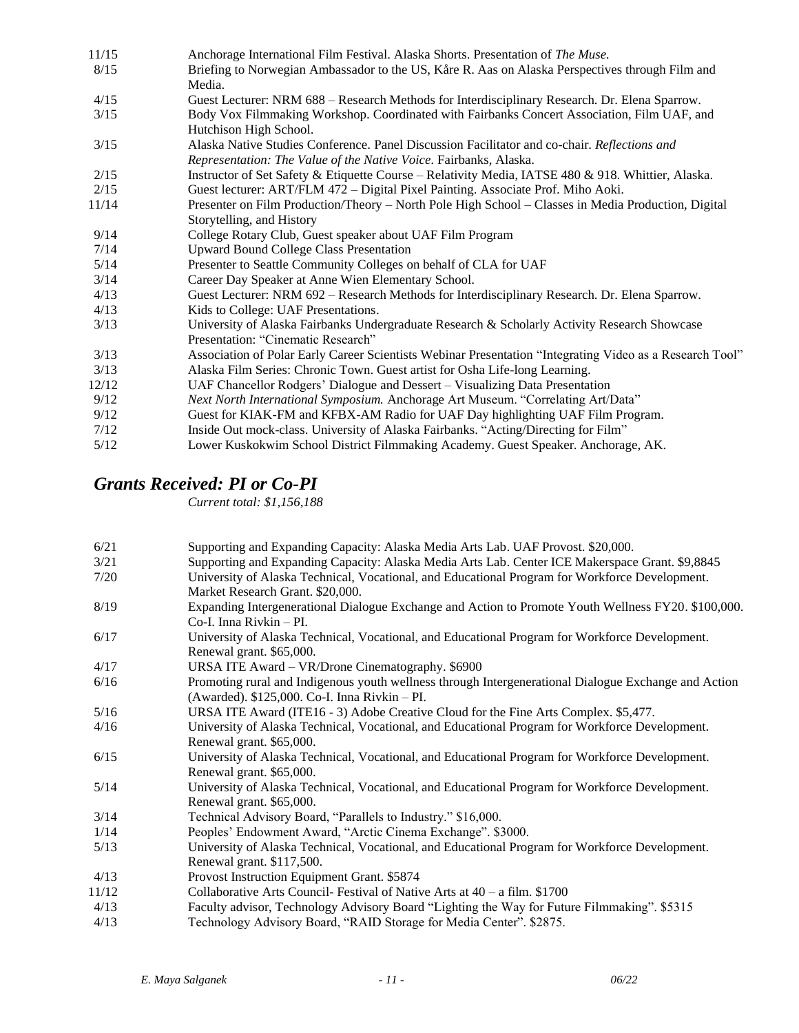11/15 Anchorage International Film Festival. Alaska Shorts. Presentation of *The Muse.*

8/15 Briefing to Norwegian Ambassador to the US, Kåre R. Aas on Alaska Perspectives through Film and Media.

4/15 Guest Lecturer: NRM 688 – Research Methods for Interdisciplinary Research. Dr. Elena Sparrow.

3/15 Body Vox Filmmaking Workshop. Coordinated with Fairbanks Concert Association, Film UAF, and Hutchison High School.

3/15 Alaska Native Studies Conference. Panel Discussion Facilitator and co-chair. *Reflections and Representation: The Value of the Native Voice*. Fairbanks, Alaska.

2/15 Instructor of Set Safety & Etiquette Course – Relativity Media, IATSE 480 & 918. Whittier, Alaska.

2/15 Guest lecturer: ART/FLM 472 – Digital Pixel Painting. Associate Prof. Miho Aoki.

11/14 Presenter on Film Production/Theory – North Pole High School – Classes in Media Production, Digital Storytelling, and History

9/14 College Rotary Club, Guest speaker about UAF Film Program

7/14 Upward Bound College Class Presentation

5/14 Presenter to Seattle Community Colleges on behalf of CLA for UAF

3/14 Career Day Speaker at Anne Wien Elementary School.

4/13 Guest Lecturer: NRM 692 – Research Methods for Interdisciplinary Research. Dr. Elena Sparrow.

4/13 Kids to College: UAF Presentations.

3/13 University of Alaska Fairbanks Undergraduate Research & Scholarly Activity Research Showcase Presentation: "Cinematic Research"

3/13 Association of Polar Early Career Scientists Webinar Presentation "Integrating Video as a Research Tool"

3/13 Alaska Film Series: Chronic Town. Guest artist for Osha Life-long Learning.

12/12 UAF Chancellor Rodgers' Dialogue and Dessert – Visualizing Data Presentation

9/12 *Next North International Symposium.* Anchorage Art Museum. "Correlating Art/Data"

9/12 Guest for KIAK-FM and KFBX-AM Radio for UAF Day highlighting UAF Film Program.

7/12 Inside Out mock-class. University of Alaska Fairbanks. "Acting/Directing for Film"

5/12 Lower Kuskokwim School District Filmmaking Academy. Guest Speaker. Anchorage, AK.

## *Grants Received: PI or Co-PI*

*Current total: $1,156,188*

6/21 Supporting and Expanding Capacity: Alaska Media Arts Lab. UAF Provost. $20,000.

3/21 Supporting and Expanding Capacity: Alaska Media Arts Lab. Center ICE Makerspace Grant. $9,8845

7/20 University of Alaska Technical, Vocational, and Educational Program for Workforce Development. Market Research Grant. $20,000.

8/19 Expanding Intergenerational Dialogue Exchange and Action to Promote Youth Wellness FY20. $100,000. Co-I. Inna Rivkin – PI.

6/17 University of Alaska Technical, Vocational, and Educational Program for Workforce Development. Renewal grant. $65,000.

4/17 URSA ITE Award – VR/Drone Cinematography. $6900

6/16 Promoting rural and Indigenous youth wellness through Intergenerational Dialogue Exchange and Action (Awarded). $125,000. Co-I. Inna Rivkin – PI.

5/16 URSA ITE Award (ITE16 - 3) Adobe Creative Cloud for the Fine Arts Complex. $5,477.

4/16 University of Alaska Technical, Vocational, and Educational Program for Workforce Development. Renewal grant. $65,000.

6/15 University of Alaska Technical, Vocational, and Educational Program for Workforce Development. Renewal grant. $65,000.

5/14 University of Alaska Technical, Vocational, and Educational Program for Workforce Development. Renewal grant. $65,000.

3/14 Technical Advisory Board, "Parallels to Industry." $16,000.

1/14 Peoples' Endowment Award, "Arctic Cinema Exchange". $3000.

5/13 University of Alaska Technical, Vocational, and Educational Program for Workforce Development. Renewal grant. $117,500.

4/13 Provost Instruction Equipment Grant. $5874

11/12 Collaborative Arts Council- Festival of Native Arts at 40 – a film. $1700

4/13 Faculty advisor, Technology Advisory Board "Lighting the Way for Future Filmmaking". $5315

4/13 Technology Advisory Board, "RAID Storage for Media Center". $2875.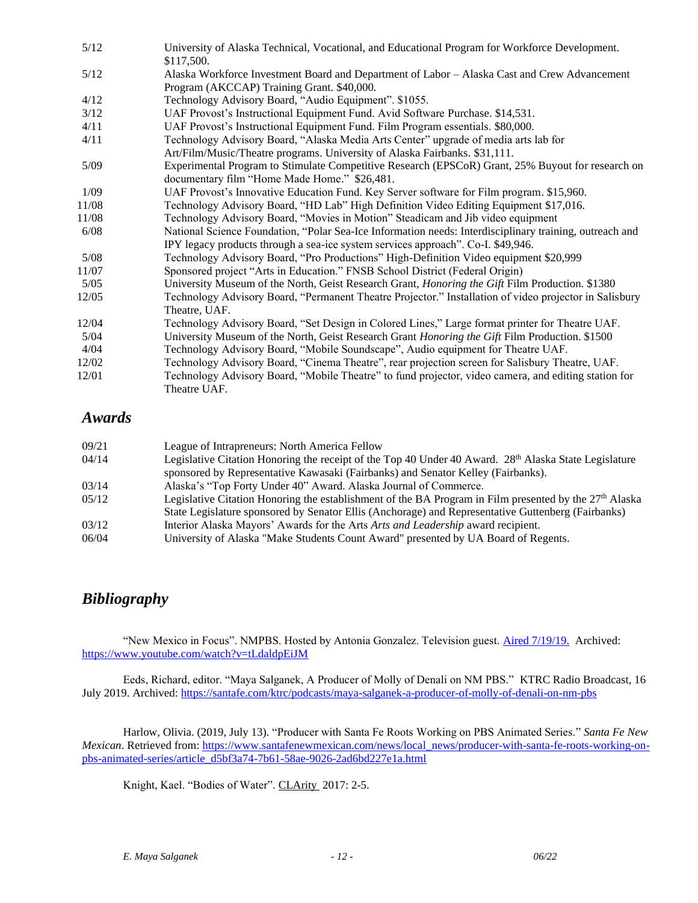| | |
|---|---|
| 5/12 | University of Alaska Technical, Vocational, and Educational Program for Workforce Development. $117,500. |
| 5/12 | Alaska Workforce Investment Board and Department of Labor – Alaska Cast and Crew Advancement Program (AKCCAP) Training Grant. $40,000. |
| 4/12 | Technology Advisory Board, "Audio Equipment". $1055. |
| 3/12 | UAF Provost's Instructional Equipment Fund. Avid Software Purchase. $14,531. |
| 4/11 | UAF Provost's Instructional Equipment Fund. Film Program essentials. $80,000. |
| 4/11 | Technology Advisory Board, "Alaska Media Arts Center" upgrade of media arts lab for Art/Film/Music/Theatre programs. University of Alaska Fairbanks. $31,111. |
| 5/09 | Experimental Program to Stimulate Competitive Research (EPSCoR) Grant, 25% Buyout for research on documentary film "Home Made Home." $26,481. |
| 1/09 | UAF Provost's Innovative Education Fund. Key Server software for Film program. $15,960. |
| 11/08 | Technology Advisory Board, "HD Lab" High Definition Video Editing Equipment $17,016. |
| 11/08 | Technology Advisory Board, "Movies in Motion" Steadicam and Jib video equipment |
| 6/08 | National Science Foundation, "Polar Sea-Ice Information needs: Interdisciplinary training, outreach and IPY legacy products through a sea-ice system services approach". Co-I. $49,946. |
| 5/08 | Technology Advisory Board, "Pro Productions" High-Definition Video equipment $20,999 |
| 11/07 | Sponsored project "Arts in Education." FNSB School District (Federal Origin) |
| 5/05 | University Museum of the North, Geist Research Grant, *Honoring the Gift* Film Production. $1380 |
| 12/05 | Technology Advisory Board, "Permanent Theatre Projector." Installation of video projector in Salisbury Theatre, UAF. |
| 12/04 | Technology Advisory Board, "Set Design in Colored Lines," Large format printer for Theatre UAF. |
| 5/04 | University Museum of the North, Geist Research Grant *Honoring the Gift* Film Production. $1500 |
| 4/04 | Technology Advisory Board, "Mobile Soundscape", Audio equipment for Theatre UAF. |
| 12/02 | Technology Advisory Board, "Cinema Theatre", rear projection screen for Salisbury Theatre, UAF. |
| 12/01 | Technology Advisory Board, "Mobile Theatre" to fund projector, video camera, and editing station for Theatre UAF. |

## *Awards*

| | |
|---|---|
| 09/21 | League of Intrapreneurs: North America Fellow |
| 04/14 | Legislative Citation Honoring the receipt of the Top 40 Under 40 Award. 28th Alaska State Legislature sponsored by Representative Kawasaki (Fairbanks) and Senator Kelley (Fairbanks). |
| 03/14 | Alaska's "Top Forty Under 40" Award. Alaska Journal of Commerce. |
| 05/12 | Legislative Citation Honoring the establishment of the BA Program in Film presented by the 27th Alaska State Legislature sponsored by Senator Ellis (Anchorage) and Representative Guttenberg (Fairbanks) |
| 03/12 | Interior Alaska Mayors' Awards for the Arts *Arts and Leadership* award recipient. |
| 06/04 | University of Alaska "Make Students Count Award" presented by UA Board of Regents. |

## *Bibliography*

"New Mexico in Focus". NMPBS. Hosted by Antonia Gonzalez. Television guest. Aired 7/19/19. Archived: https://www.youtube.com/watch?v=tLdaldpEiJM

Eeds, Richard, editor. "Maya Salganek, A Producer of Molly of Denali on NM PBS." KTRC Radio Broadcast, 16 July 2019. Archived: https://santafe.com/ktrc/podcasts/maya-salganek-a-producer-of-molly-of-denali-on-nm-pbs

Harlow, Olivia. (2019, July 13). "Producer with Santa Fe Roots Working on PBS Animated Series." *Santa Fe New Mexican*. Retrieved from: https://www.santafenewmexican.com/news/local_news/producer-with-santa-fe-roots-working-on-pbs-animated-series/article_d5bf3a74-7b61-58ae-9026-2ad6bd227e1a.html

Knight, Kael. "Bodies of Water". CLArity 2017: 2-5.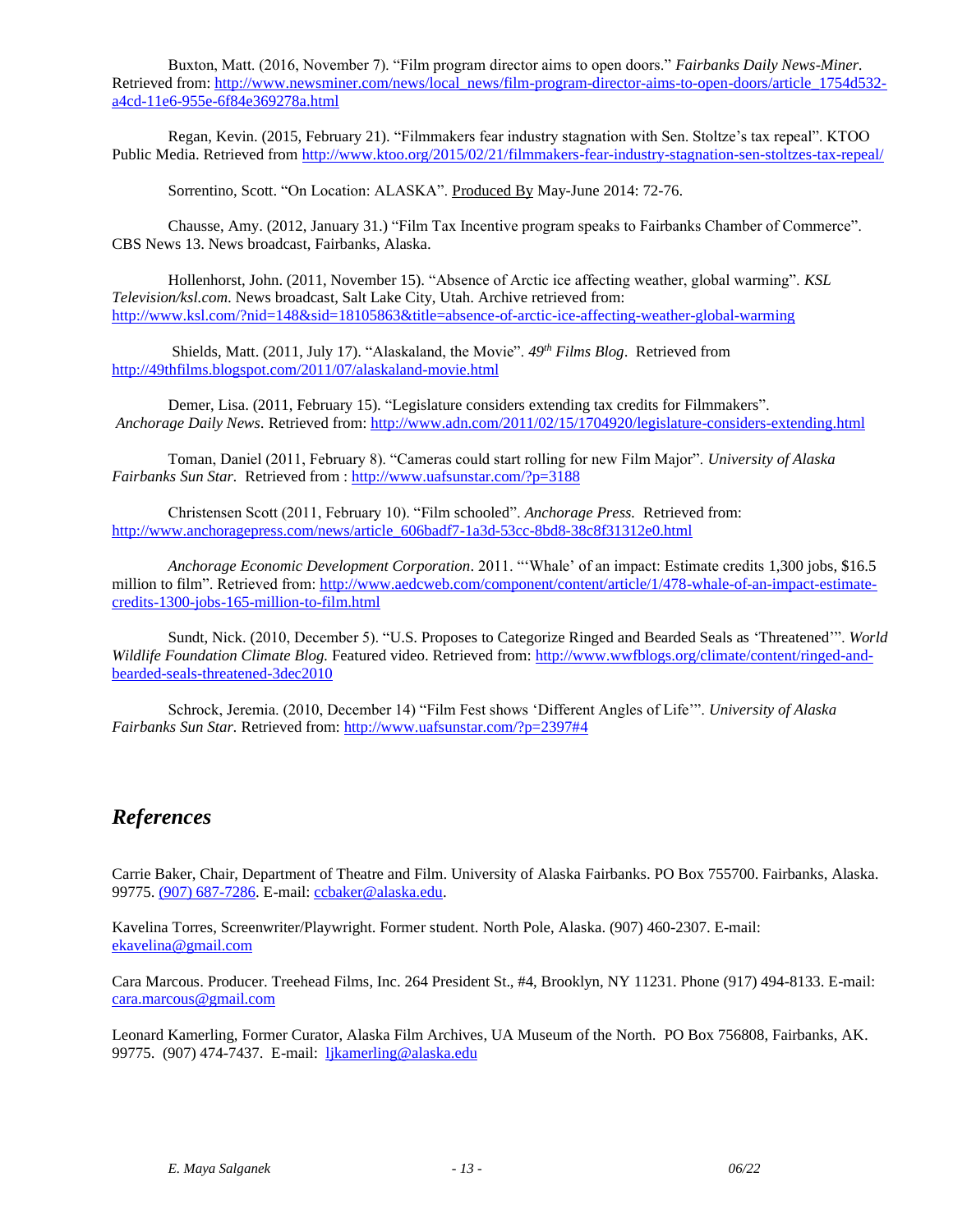Buxton, Matt. (2016, November 7). "Film program director aims to open doors." *Fairbanks Daily News-Miner*. Retrieved from: http://www.newsminer.com/news/local_news/film-program-director-aims-to-open-doors/article_1754d532-a4cd-11e6-955e-6f84e369278a.html

Regan, Kevin. (2015, February 21). "Filmmakers fear industry stagnation with Sen. Stoltze's tax repeal". KTOO Public Media. Retrieved from http://www.ktoo.org/2015/02/21/filmmakers-fear-industry-stagnation-sen-stoltzes-tax-repeal/

Sorrentino, Scott. "On Location: ALASKA". Produced By May-June 2014: 72-76.

Chausse, Amy. (2012, January 31.) "Film Tax Incentive program speaks to Fairbanks Chamber of Commerce". CBS News 13. News broadcast, Fairbanks, Alaska.

Hollenhorst, John. (2011, November 15). "Absence of Arctic ice affecting weather, global warming". *KSL Television/ksl.com*. News broadcast, Salt Lake City, Utah. Archive retrieved from: http://www.ksl.com/?nid=148&sid=18105863&title=absence-of-arctic-ice-affecting-weather-global-warming

Shields, Matt. (2011, July 17). "Alaskaland, the Movie". *49th Films Blog*. Retrieved from http://49thfilms.blogspot.com/2011/07/alaskaland-movie.html

Demer, Lisa. (2011, February 15). "Legislature considers extending tax credits for Filmmakers". *Anchorage Daily News*. Retrieved from: http://www.adn.com/2011/02/15/1704920/legislature-considers-extending.html

Toman, Daniel (2011, February 8). "Cameras could start rolling for new Film Major". *University of Alaska Fairbanks Sun Star.* Retrieved from : http://www.uafsunstar.com/?p=3188

Christensen Scott (2011, February 10). "Film schooled". *Anchorage Press.* Retrieved from: http://www.anchoragepress.com/news/article_606badf7-1a3d-53cc-8bd8-38c8f31312e0.html

*Anchorage Economic Development Corporation*. 2011. "'Whale' of an impact: Estimate credits 1,300 jobs, $16.5 million to film". Retrieved from: http://www.aedcweb.com/component/content/article/1/478-whale-of-an-impact-estimate-credits-1300-jobs-165-million-to-film.html

Sundt, Nick. (2010, December 5). "U.S. Proposes to Categorize Ringed and Bearded Seals as 'Threatened'". *World Wildlife Foundation Climate Blog.* Featured video. Retrieved from: http://www.wwfblogs.org/climate/content/ringed-and-bearded-seals-threatened-3dec2010

Schrock, Jeremia. (2010, December 14) "Film Fest shows 'Different Angles of Life'". *University of Alaska Fairbanks Sun Star.* Retrieved from: http://www.uafsunstar.com/?p=2397#4

## *References*

Carrie Baker, Chair, Department of Theatre and Film. University of Alaska Fairbanks. PO Box 755700. Fairbanks, Alaska. 99775. (907) 687-7286. E-mail: ccbaker@alaska.edu.

Kavelina Torres, Screenwriter/Playwright. Former student. North Pole, Alaska. (907) 460-2307. E-mail: ekavelina@gmail.com

Cara Marcous. Producer. Treehead Films, Inc. 264 President St., #4, Brooklyn, NY 11231. Phone (917) 494-8133. E-mail: cara.marcous@gmail.com

Leonard Kamerling, Former Curator, Alaska Film Archives, UA Museum of the North. PO Box 756808, Fairbanks, AK. 99775. (907) 474-7437. E-mail: ljkamerling@alaska.edu